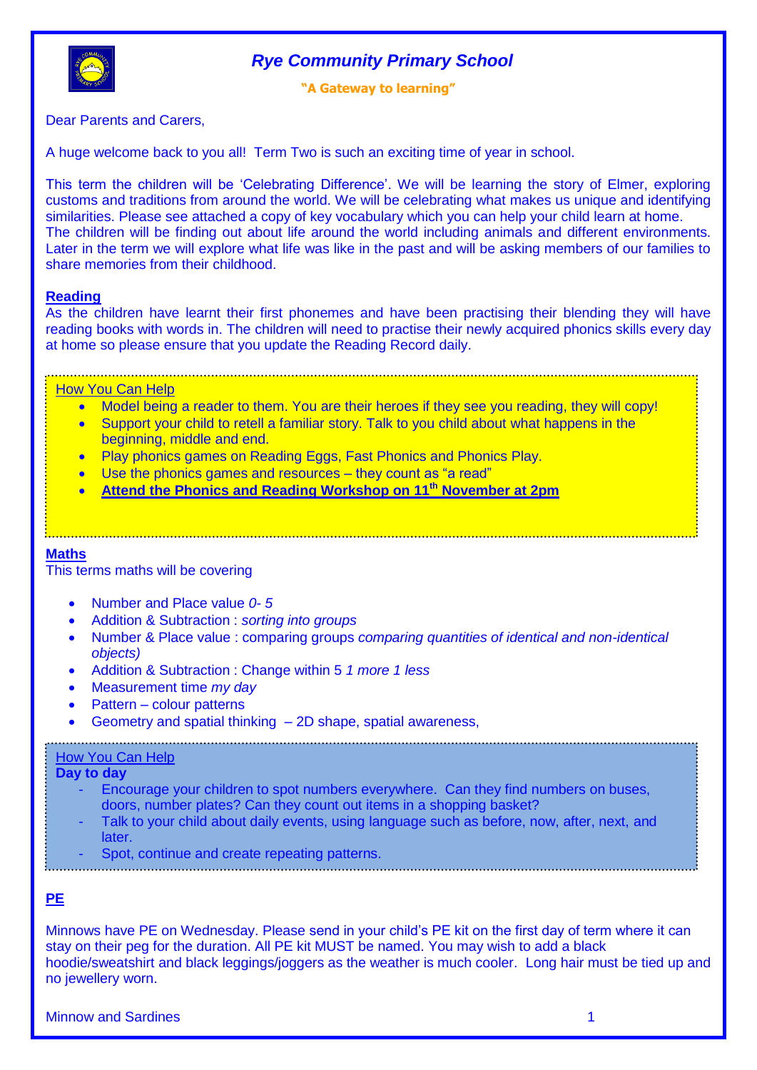# Rye Community Primary School

**"A Gateway to learning"**

Dear Parents and Carers,

A huge welcome back to you all! Term Two is such an exciting time of year in school.

This term the children will be 'Celebrating Difference'. We will be learning the story of Elmer, exploring customs and traditions from around the world. We will be celebrating what makes us unique and identifying similarities. Please see attached a copy of key vocabulary which you can help your child learn at home.
The children will be finding out about life around the world including animals and different environments. Later in the term we will explore what life was like in the past and will be asking members of our families to share memories from their childhood.

## Reading

As the children have learnt their first phonemes and have been practising their blending they will have reading books with words in. The children will need to practise their newly acquired phonics skills every day at home so please ensure that you update the Reading Record daily.

How You Can Help

- Model being a reader to them. You are their heroes if they see you reading, they will copy!
- Support your child to retell a familiar story. Talk to you child about what happens in the beginning, middle and end.
- Play phonics games on Reading Eggs, Fast Phonics and Phonics Play.
- Use the phonics games and resources – they count as "a read"
- **Attend the Phonics and Reading Workshop on 11th November at 2pm**

## Maths

This terms maths will be covering

- Number and Place value *0- 5*
- Addition & Subtraction : *sorting into groups*
- Number & Place value : comparing groups *comparing quantities of identical and non-identical objects)*
- Addition & Subtraction : Change within 5 *1 more 1 less*
- Measurement time *my day*
- Pattern – colour patterns
- Geometry and spatial thinking – 2D shape, spatial awareness,

How You Can Help

**Day to day**

- Encourage your children to spot numbers everywhere. Can they find numbers on buses, doors, number plates? Can they count out items in a shopping basket?
- Talk to your child about daily events, using language such as before, now, after, next, and later.
- Spot, continue and create repeating patterns.

## PE

Minnows have PE on Wednesday. Please send in your child's PE kit on the first day of term where it can stay on their peg for the duration. All PE kit MUST be named. You may wish to add a black hoodie/sweatshirt and black leggings/joggers as the weather is much cooler. Long hair must be tied up and no jewellery worn.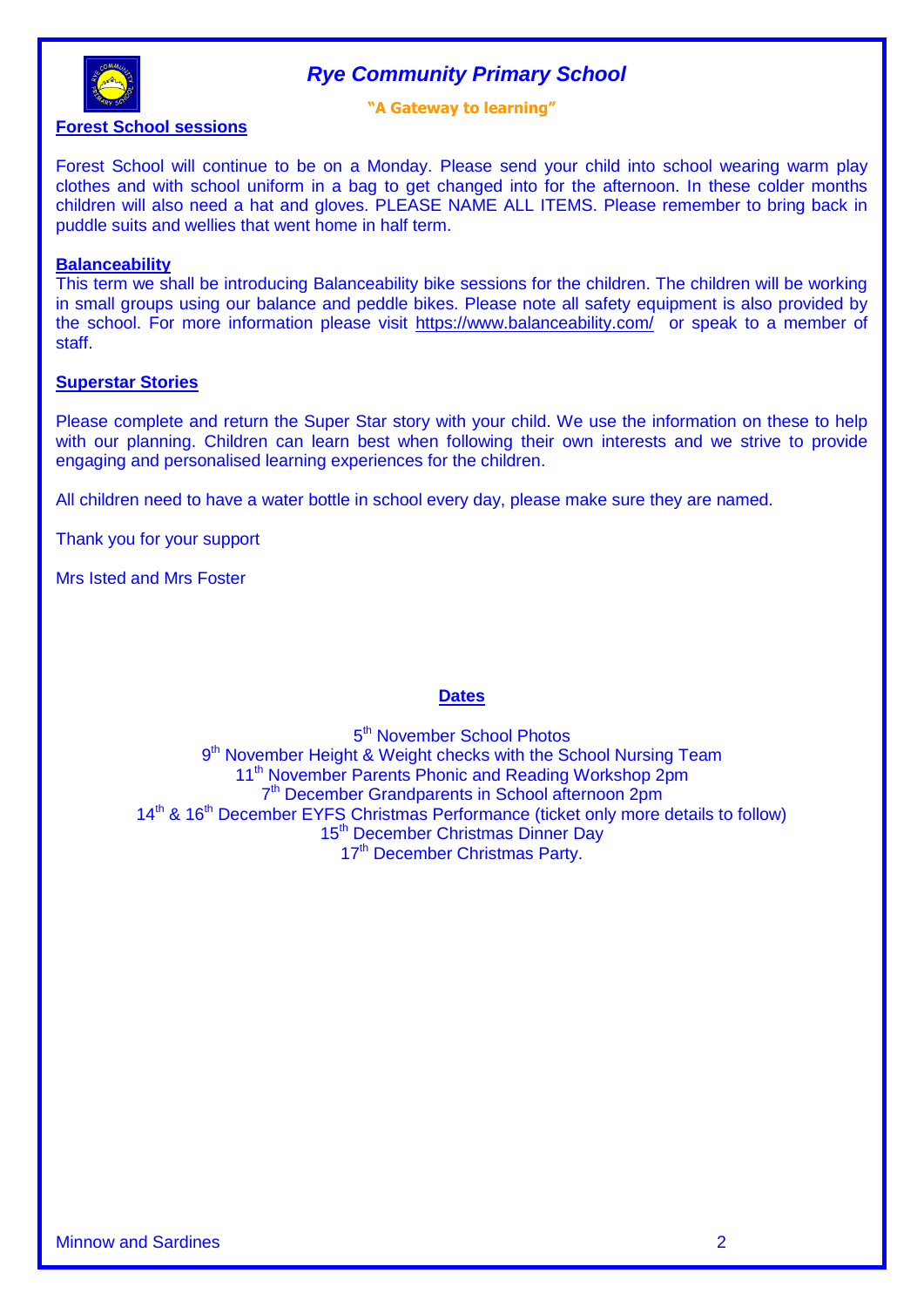# Rye Community Primary School

**"A Gateway to learning"**

## Forest School sessions

Forest School will continue to be on a Monday. Please send your child into school wearing warm play clothes and with school uniform in a bag to get changed into for the afternoon. In these colder months children will also need a hat and gloves. PLEASE NAME ALL ITEMS. Please remember to bring back in puddle suits and wellies that went home in half term.

## Balanceability

This term we shall be introducing Balanceability bike sessions for the children. The children will be working in small groups using our balance and peddle bikes. Please note all safety equipment is also provided by the school. For more information please visit https://www.balanceability.com/ or speak to a member of staff.

## Superstar Stories

Please complete and return the Super Star story with your child. We use the information on these to help with our planning. Children can learn best when following their own interests and we strive to provide engaging and personalised learning experiences for the children.

All children need to have a water bottle in school every day, please make sure they are named.

Thank you for your support

Mrs Isted and Mrs Foster

## Dates

5th November School Photos
9th November Height & Weight checks with the School Nursing Team
11th November Parents Phonic and Reading Workshop 2pm
7th December Grandparents in School afternoon 2pm
14th & 16th December EYFS Christmas Performance (ticket only more details to follow)
15th December Christmas Dinner Day
17th December Christmas Party.

Minnow and Sardines